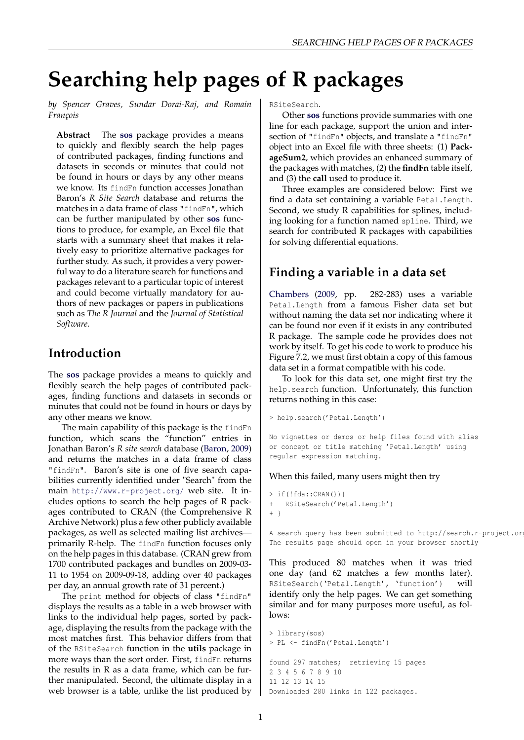# Searching help pages of R packages

*by Spencer Graves, Sundar Dorai-Raj, and Romain François*

**Abstract** The **sos** package provides a means to quickly and flexibly search the help pages of contributed packages, finding functions and datasets in seconds or minutes that could not be found in hours or days by any other means we know. Its `findFn` function accesses Jonathan Baron's *R Site Search* database and returns the matches in a data frame of class `"findFn"`, which can be further manipulated by other **sos** functions to produce, for example, an Excel file that starts with a summary sheet that makes it relatively easy to prioritize alternative packages for further study. As such, it provides a very powerful way to do a literature search for functions and packages relevant to a particular topic of interest and could become virtually mandatory for authors of new packages or papers in publications such as *The R Journal* and the *Journal of Statistical Software*.

## Introduction

The **sos** package provides a means to quickly and flexibly search the help pages of contributed packages, finding functions and datasets in seconds or minutes that could not be found in hours or days by any other means we know.

The main capability of this package is the `findFn` function, which scans the "function" entries in Jonathan Baron's *R site search* database (Baron, 2009) and returns the matches in a data frame of class `"findFn"`. Baron's site is one of five search capabilities currently identified under "Search" from the main `http://www.r-project.org/` web site. It includes options to search the help pages of R packages contributed to CRAN (the Comprehensive R Archive Network) plus a few other publicly available packages, as well as selected mailing list archives—primarily R-help. The `findFn` function focuses only on the help pages in this database. (CRAN grew from 1700 contributed packages and bundles on 2009-03-11 to 1954 on 2009-09-18, adding over 40 packages per day, an annual growth rate of 31 percent.)

The `print` method for objects of class `"findFn"` displays the results as a table in a web browser with links to the individual help pages, sorted by package, displaying the results from the package with the most matches first. This behavior differs from that of the `RSiteSearch` function in the **utils** package in more ways than the sort order. First, `findFn` returns the results in R as a data frame, which can be further manipulated. Second, the ultimate display in a web browser is a table, unlike the list produced by `RSiteSearch`.

Other **sos** functions provide summaries with one line for each package, support the union and intersection of `"findFn"` objects, and translate a `"findFn"` object into an Excel file with three sheets: (1) **PackageSum2**, which provides an enhanced summary of the packages with matches, (2) the **findFn** table itself, and (3) the **call** used to produce it.

Three examples are considered below: First we find a data set containing a variable `Petal.Length`. Second, we study R capabilities for splines, including looking for a function named `spline`. Third, we search for contributed R packages with capabilities for solving differential equations.

## Finding a variable in a data set

Chambers (2009, pp. 282-283) uses a variable `Petal.Length` from a famous Fisher data set but without naming the data set nor indicating where it can be found nor even if it exists in any contributed R package. The sample code he provides does not work by itself. To get his code to work to produce his Figure 7.2, we must first obtain a copy of this famous data set in a format compatible with his code.

To look for this data set, one might first try the `help.search` function. Unfortunately, this function returns nothing in this case:

```
> help.search('Petal.Length')

No vignettes or demos or help files found with alias
or concept or title matching 'Petal.Length' using
regular expression matching.
```

When this failed, many users might then try

```
> if(!fda::CRAN()){
+   RSiteSearch('Petal.Length')
+ }

A search query has been submitted to http://search.r-project.org
The results page should open in your browser shortly
```

This produced 80 matches when it was tried one day (and 62 matches a few months later). `RSiteSearch('Petal.Length', 'function')` will identify only the help pages. We can get something similar and for many purposes more useful, as follows:

```
> library(sos)
> PL <- findFn('Petal.Length')

found 297 matches;  retrieving 15 pages
2 3 4 5 6 7 8 9 10
11 12 13 14 15
Downloaded 280 links in 122 packages.
```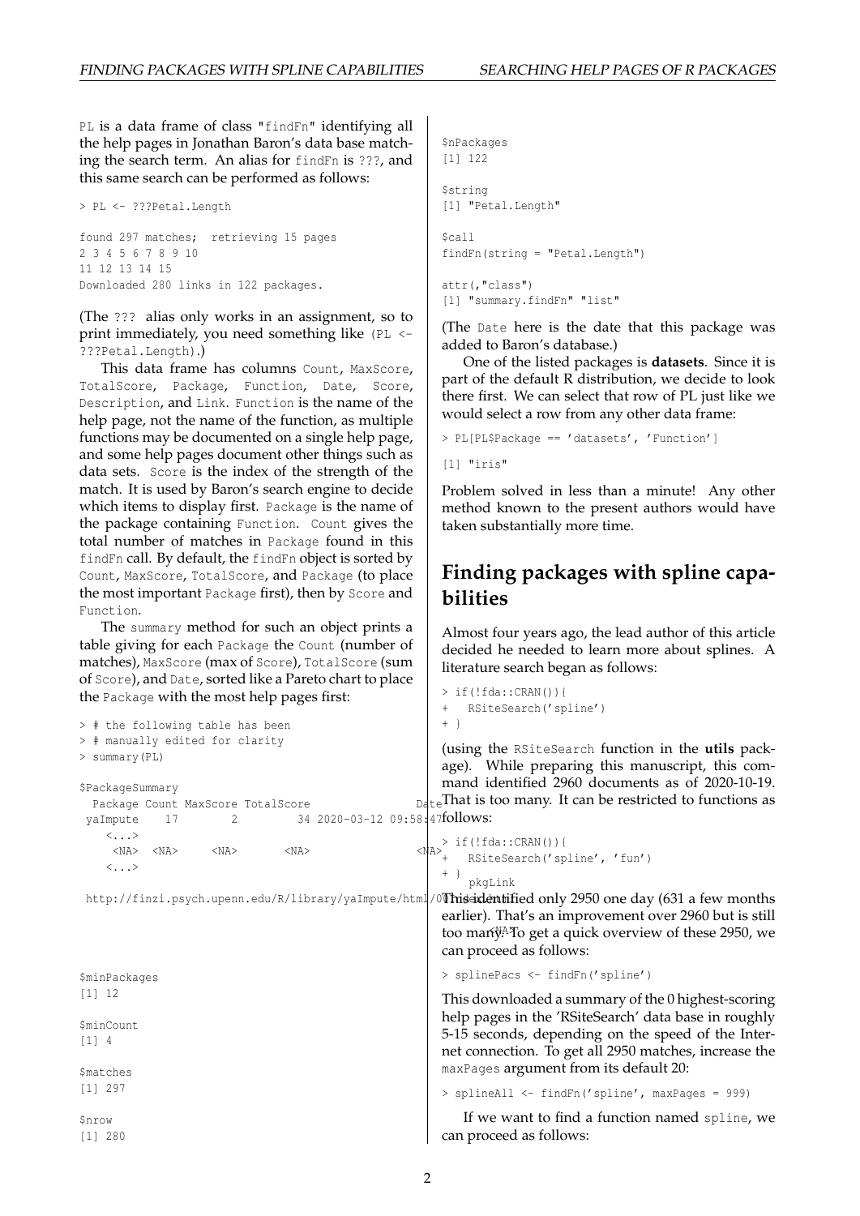PL is a data frame of class "findFn" identifying all the help pages in Jonathan Baron's data base matching the search term. An alias for findFn is ???, and this same search can be performed as follows:

```
> PL <- ???Petal.Length

found 297 matches;  retrieving 15 pages
2 3 4 5 6 7 8 9 10
11 12 13 14 15
Downloaded 280 links in 122 packages.
```

(The ??? alias only works in an assignment, so to print immediately, you need something like (PL <- ???Petal.Length).)

This data frame has columns Count, MaxScore, TotalScore, Package, Function, Date, Score, Description, and Link. Function is the name of the help page, not the name of the function, as multiple functions may be documented on a single help page, and some help pages document other things such as data sets. Score is the index of the strength of the match. It is used by Baron's search engine to decide which items to display first. Package is the name of the package containing Function. Count gives the total number of matches in Package found in this findFn call. By default, the findFn object is sorted by Count, MaxScore, TotalScore, and Package (to place the most important Package first), then by Score and Function.

The summary method for such an object prints a table giving for each Package the Count (number of matches), MaxScore (max of Score), TotalScore (sum of Score), and Date, sorted like a Pareto chart to place the Package with the most help pages first:

```
> # the following table has been
> # manually edited for clarity
> summary(PL)

$PackageSummary
  Package Count MaxScore TotalScore                Date
 yaImpute    17        2         34 2020-03-12 09:58:47
    <...>
     <NA>  <NA>     <NA>       <NA>                <NA>
    <...>
                                                  pkgLink
 http://finzi.psych.upenn.edu/R/library/yaImpute/html/00Index.html
                                                     <NA>

$minPackages
[1] 12

$minCount
[1] 4

$matches
[1] 297

$nrow
[1] 280

$nPackages
[1] 122

$string
[1] "Petal.Length"

$call
findFn(string = "Petal.Length")

attr(,"class")
[1] "summary.findFn" "list"
```

(The Date here is the date that this package was added to Baron's database.)

One of the listed packages is **datasets**. Since it is part of the default R distribution, we decide to look there first. We can select that row of PL just like we would select a row from any other data frame:

```
> PL[PL$Package == 'datasets', 'Function']

[1] "iris"
```

Problem solved in less than a minute! Any other method known to the present authors would have taken substantially more time.

## Finding packages with spline capabilities

Almost four years ago, the lead author of this article decided he needed to learn more about splines. A literature search began as follows:

```
> if(!fda::CRAN()){
+   RSiteSearch('spline')
+ }
```

(using the RSiteSearch function in the **utils** package). While preparing this manuscript, this command identified 2960 documents as of 2020-10-19. That is too many. It can be restricted to functions as follows:

```
> if(!fda::CRAN()){
+   RSiteSearch('spline', 'fun')
+ }
```

This identified only 2950 one day (631 a few months earlier). That's an improvement over 2960 but is still too many. To get a quick overview of these 2950, we can proceed as follows:

```
> splinePacs <- findFn('spline')
```

This downloaded a summary of the 0 highest-scoring help pages in the 'RSiteSearch' data base in roughly 5-15 seconds, depending on the speed of the Internet connection. To get all 2950 matches, increase the maxPages argument from its default 20:

```
> splineAll <- findFn('spline', maxPages = 999)
```

If we want to find a function named spline, we can proceed as follows: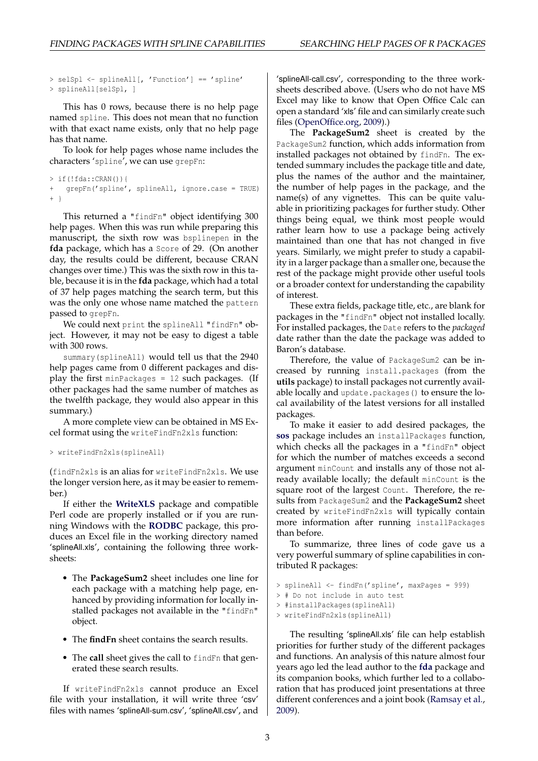```
> selSpl <- splineAll[, 'Function'] == 'spline'
> splineAll[selSpl, ]
```

This has 0 rows, because there is no help page named `spline`. This does not mean that no function with that exact name exists, only that no help page has that name.

To look for help pages whose name includes the characters 'spline', we can use `grepFn`:

```
> if(!fda::CRAN()){
+   grepFn('spline', splineAll, ignore.case = TRUE)
+ }
```

This returned a "findFn" object identifying 300 help pages. When this was run while preparing this manuscript, the sixth row was `bsplinepen` in the **fda** package, which has a `Score` of 29. (On another day, the results could be different, because CRAN changes over time.) This was the sixth row in this table, because it is in the **fda** package, which had a total of 37 help pages matching the search term, but this was the only one whose name matched the `pattern` passed to `grepFn`.

We could next `print` the `splineAll` "findFn" object. However, it may not be easy to digest a table with 300 rows.

`summary(splineAll)` would tell us that the 2940 help pages came from 0 different packages and display the first `minPackages = 12` such packages. (If other packages had the same number of matches as the twelfth package, they would also appear in this summary.)

A more complete view can be obtained in MS Excel format using the `writeFindFn2xls` function:

```
> writeFindFn2xls(splineAll)
```

(`findFn2xls` is an alias for `writeFindFn2xls`. We use the longer version here, as it may be easier to remember.)

If either the **WriteXLS** package and compatible Perl code are properly installed or if you are running Windows with the **RODBC** package, this produces an Excel file in the working directory named 'splineAll.xls', containing the following three worksheets:

- The **PackageSum2** sheet includes one line for each package with a matching help page, enhanced by providing information for locally installed packages not available in the "findFn" object.
- The **findFn** sheet contains the search results.
- The **call** sheet gives the call to `findFn` that generated these search results.

If `writeFindFn2xls` cannot produce an Excel file with your installation, it will write three 'csv' files with names 'splineAll-sum.csv', 'splineAll.csv', and 'splineAll-call.csv', corresponding to the three worksheets described above. (Users who do not have MS Excel may like to know that Open Office Calc can open a standard 'xls' file and can similarly create such files (OpenOffice.org, 2009).)

The **PackageSum2** sheet is created by the `PackageSum2` function, which adds information from installed packages not obtained by `findFn`. The extended summary includes the package title and date, plus the names of the author and the maintainer, the number of help pages in the package, and the name(s) of any vignettes. This can be quite valuable in prioritizing packages for further study. Other things being equal, we think most people would rather learn how to use a package being actively maintained than one that has not changed in five years. Similarly, we might prefer to study a capability in a larger package than a smaller one, because the rest of the package might provide other useful tools or a broader context for understanding the capability of interest.

These extra fields, package title, etc., are blank for packages in the "findFn" object not installed locally. For installed packages, the `Date` refers to the *packaged* date rather than the date the package was added to Baron's database.

Therefore, the value of `PackageSum2` can be increased by running `install.packages` (from the **utils** package) to install packages not currently available locally and `update.packages()` to ensure the local availability of the latest versions for all installed packages.

To make it easier to add desired packages, the **sos** package includes an `installPackages` function, which checks all the packages in a "findFn" object for which the number of matches exceeds a second argument `minCount` and installs any of those not already available locally; the default `minCount` is the square root of the largest `Count`. Therefore, the results from `PackageSum2` and the **PackageSum2** sheet created by `writeFindFn2xls` will typically contain more information after running `installPackages` than before.

To summarize, three lines of code gave us a very powerful summary of spline capabilities in contributed R packages:

```
> splineAll <- findFn('spline', maxPages = 999)
> # Do not include in auto test
> #installPackages(splineAll)
> writeFindFn2xls(splineAll)
```

The resulting 'splineAll.xls' file can help establish priorities for further study of the different packages and functions. An analysis of this nature almost four years ago led the lead author to the **fda** package and its companion books, which further led to a collaboration that has produced joint presentations at three different conferences and a joint book (Ramsay et al., 2009).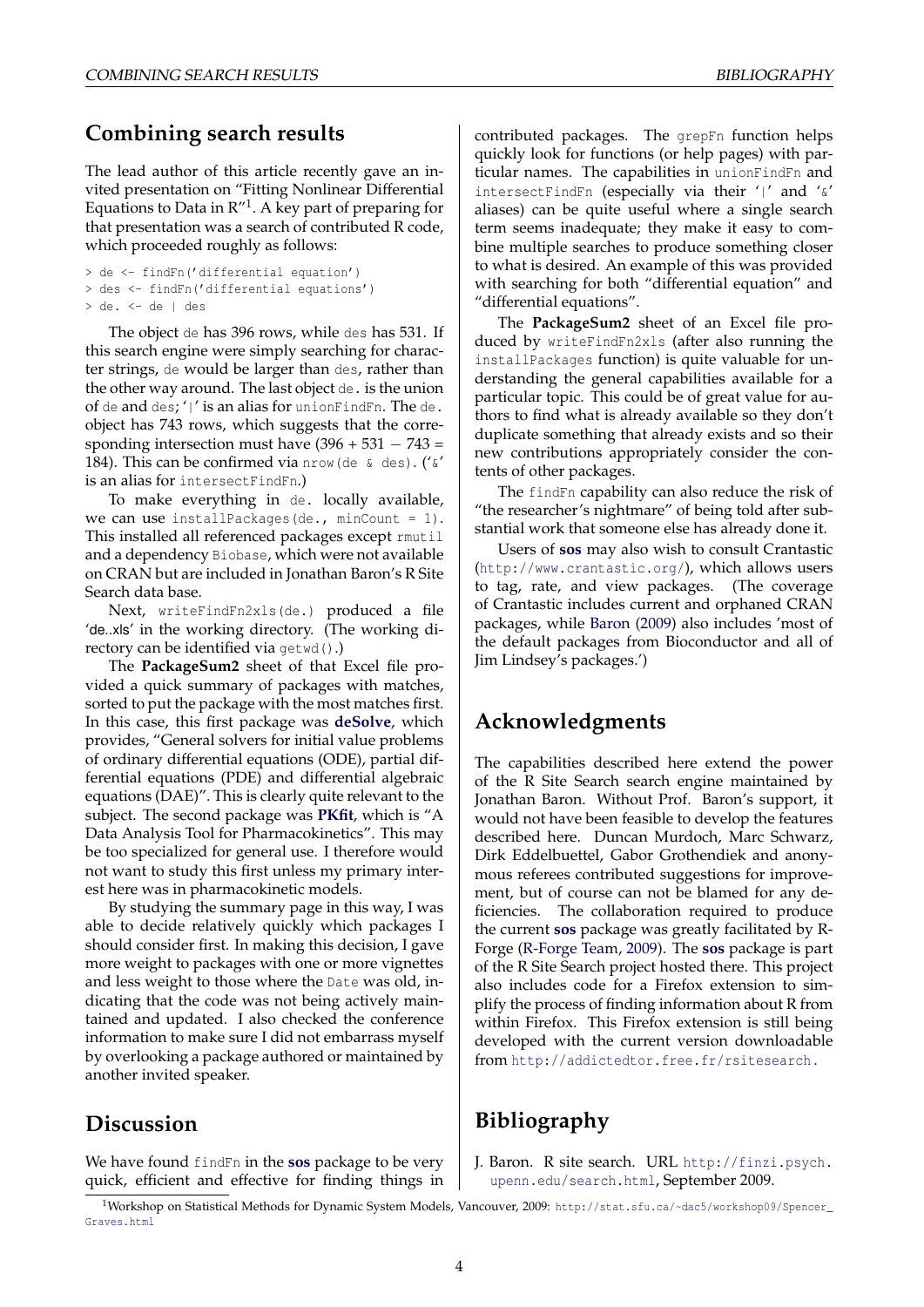## Combining search results

The lead author of this article recently gave an invited presentation on "Fitting Nonlinear Differential Equations to Data in R"[1]. A key part of preparing for that presentation was a search of contributed R code, which proceeded roughly as follows:

```
> de <- findFn('differential equation')
> des <- findFn('differential equations')
> de. <- de | des
```

The object `de` has 396 rows, while `des` has 531. If this search engine were simply searching for character strings, `de` would be larger than `des`, rather than the other way around. The last object `de.` is the union of `de` and `des`; '`|`' is an alias for `unionFindFn`. The `de.` object has 743 rows, which suggests that the corresponding intersection must have $(396 + 531 - 743 = 184)$. This can be confirmed via `nrow(de & des)`. ('`&`' is an alias for `intersectFindFn`.)

To make everything in `de.` locally available, we can use `installPackages(de., minCount = 1)`. This installed all referenced packages except `rmutil` and a dependency `Biobase`, which were not available on CRAN but are included in Jonathan Baron's R Site Search data base.

Next, `writeFindFn2xls(de.)` produced a file 'de..xls' in the working directory. (The working directory can be identified via `getwd()`.)

The **PackageSum2** sheet of that Excel file provided a quick summary of packages with matches, sorted to put the package with the most matches first. In this case, this first package was **deSolve**, which provides, "General solvers for initial value problems of ordinary differential equations (ODE), partial differential equations (PDE) and differential algebraic equations (DAE)". This is clearly quite relevant to the subject. The second package was **PKfit**, which is "A Data Analysis Tool for Pharmacokinetics". This may be too specialized for general use. I therefore would not want to study this first unless my primary interest here was in pharmacokinetic models.

By studying the summary page in this way, I was able to decide relatively quickly which packages I should consider first. In making this decision, I gave more weight to packages with one or more vignettes and less weight to those where the `Date` was old, indicating that the code was not being actively maintained and updated. I also checked the conference information to make sure I did not embarrass myself by overlooking a package authored or maintained by another invited speaker.

## Discussion

We have found `findFn` in the **sos** package to be very quick, efficient and effective for finding things in contributed packages. The `grepFn` function helps quickly look for functions (or help pages) with particular names. The capabilities in `unionFindFn` and `intersectFindFn` (especially via their '`|`' and '`&`' aliases) can be quite useful where a single search term seems inadequate; they make it easy to combine multiple searches to produce something closer to what is desired. An example of this was provided with searching for both "differential equation" and "differential equations".

The **PackageSum2** sheet of an Excel file produced by `writeFindFn2xls` (after also running the `installPackages` function) is quite valuable for understanding the general capabilities available for a particular topic. This could be of great value for authors to find what is already available so they don't duplicate something that already exists and so their new contributions appropriately consider the contents of other packages.

The `findFn` capability can also reduce the risk of "the researcher's nightmare" of being told after substantial work that someone else has already done it.

Users of **sos** may also wish to consult Crantastic (http://www.crantastic.org/), which allows users to tag, rate, and view packages. (The coverage of Crantastic includes current and orphaned CRAN packages, while Baron (2009) also includes 'most of the default packages from Bioconductor and all of Jim Lindsey's packages.')

## Acknowledgments

The capabilities described here extend the power of the R Site Search search engine maintained by Jonathan Baron. Without Prof. Baron's support, it would not have been feasible to develop the features described here. Duncan Murdoch, Marc Schwarz, Dirk Eddelbuettel, Gabor Grothendiek and anonymous referees contributed suggestions for improvement, but of course can not be blamed for any deficiencies. The collaboration required to produce the current **sos** package was greatly facilitated by R-Forge (R-Forge Team, 2009). The **sos** package is part of the R Site Search project hosted there. This project also includes code for a Firefox extension to simplify the process of finding information about R from within Firefox. This Firefox extension is still being developed with the current version downloadable from http://addictedtor.free.fr/rsitesearch.

## Bibliography

J. Baron. R site search. URL http://finzi.psych.upenn.edu/search.html, September 2009.

[1] Workshop on Statistical Methods for Dynamic System Models, Vancouver, 2009: http://stat.sfu.ca/~dac5/workshop09/Spencer_Graves.html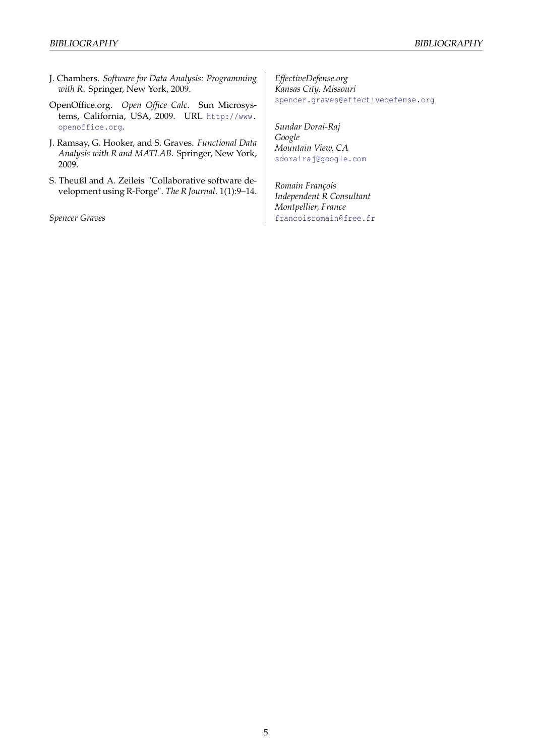J. Chambers. *Software for Data Analysis: Programming with R*. Springer, New York, 2009.

OpenOffice.org. *Open Office Calc*. Sun Microsystems, California, USA, 2009. URL http://www.openoffice.org.

J. Ramsay, G. Hooker, and S. Graves. *Functional Data Analysis with R and MATLAB*. Springer, New York, 2009.

S. Theußl and A. Zeileis "Collaborative software development using R-Forge". *The R Journal*. 1(1):9–14.

*Spencer Graves*
*EffectiveDefense.org*
*Kansas City, Missouri*
spencer.graves@effectivedefense.org

*Sundar Dorai-Raj*
*Google*
*Mountain View, CA*
sdorairaj@google.com

*Romain François*
*Independent R Consultant*
*Montpellier, France*
francoisromain@free.fr